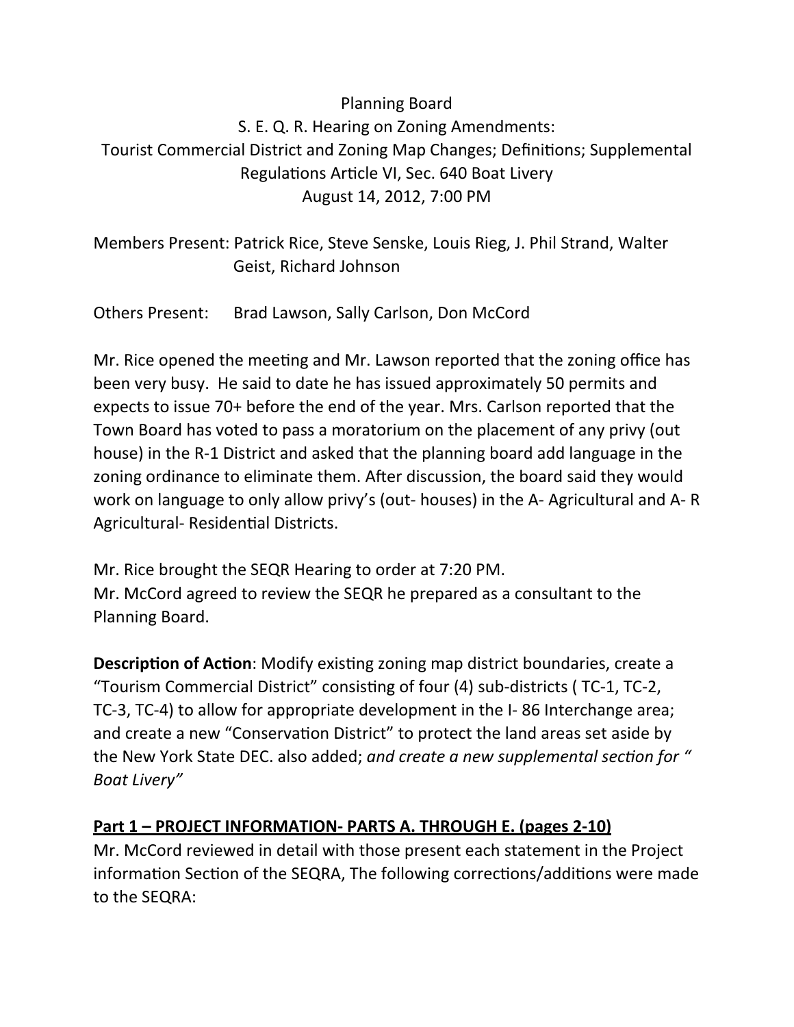Planning Board

S. E. Q. R. Hearing on Zoning Amendments:

Tourist Commercial District and Zoning Map Changes; Definitions; Supplemental Regulations Article VI, Sec. 640 Boat Livery

August 14, 2012, 7:00 PM

Members Present: Patrick Rice, Steve Senske, Louis Rieg, J. Phil Strand, Walter Geist, Richard Johnson

Others Present: Brad Lawson, Sally Carlson, Don McCord

Mr. Rice opened the meeting and Mr. Lawson reported that the zoning office has been very busy. He said to date he has issued approximately 50 permits and expects to issue 70+ before the end of the year. Mrs. Carlson reported that the Town Board has voted to pass a moratorium on the placement of any privy (out house) in the R-1 District and asked that the planning board add language in the zoning ordinance to eliminate them. After discussion, the board said they would work on language to only allow privy's (out- houses) in the A- Agricultural and A- R Agricultural- Residential Districts.

Mr. Rice brought the SEQR Hearing to order at 7:20 PM.
Mr. McCord agreed to review the SEQR he prepared as a consultant to the Planning Board.

**Description of Action**: Modify existing zoning map district boundaries, create a "Tourism Commercial District" consisting of four (4) sub-districts ( TC-1, TC-2, TC-3, TC-4) to allow for appropriate development in the I- 86 Interchange area; and create a new "Conservation District" to protect the land areas set aside by the New York State DEC. also added; *and create a new supplemental section for " Boat Livery"*

**Part 1 – PROJECT INFORMATION- PARTS A. THROUGH E. (pages 2-10)**

Mr. McCord reviewed in detail with those present each statement in the Project information Section of the SEQRA, The following corrections/additions were made to the SEQRA: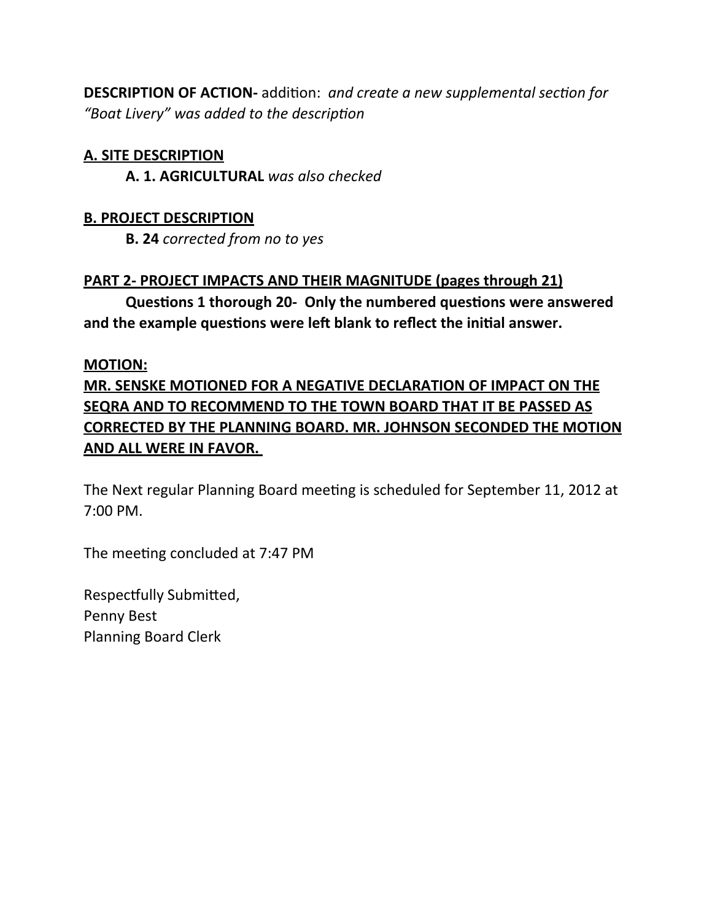**DESCRIPTION OF ACTION-** addition: *and create a new supplemental section for "Boat Livery" was added to the description*

**A. SITE DESCRIPTION**

**A. 1. AGRICULTURAL** *was also checked*

**B. PROJECT DESCRIPTION**

**B. 24** *corrected from no to yes*

**PART 2- PROJECT IMPACTS AND THEIR MAGNITUDE (pages through 21)**

**Questions 1 thorough 20- Only the numbered questions were answered and the example questions were left blank to reflect the initial answer.**

**MOTION:**

**MR. SENSKE MOTIONED FOR A NEGATIVE DECLARATION OF IMPACT ON THE SEQRA AND TO RECOMMEND TO THE TOWN BOARD THAT IT BE PASSED AS CORRECTED BY THE PLANNING BOARD. MR. JOHNSON SECONDED THE MOTION AND ALL WERE IN FAVOR.**

The Next regular Planning Board meeting is scheduled for September 11, 2012 at 7:00 PM.

The meeting concluded at 7:47 PM

Respectfully Submitted,
Penny Best
Planning Board Clerk